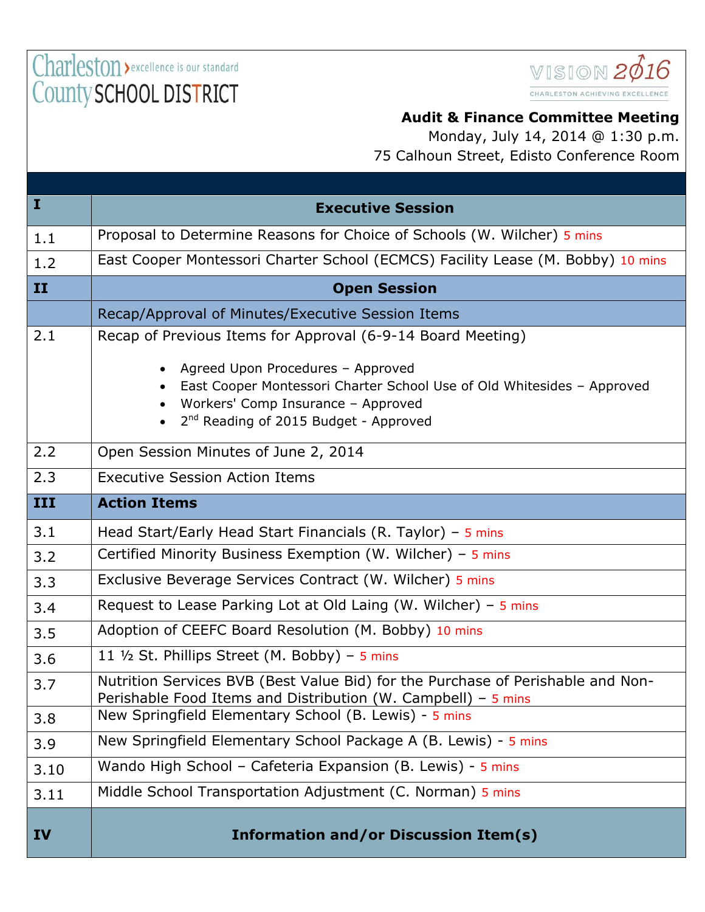Charleston County SCHOOL DISTRICT — excellence is our standard

VISION 2016 — CHARLESTON ACHIEVING EXCELLENCE

**Audit & Finance Committee Meeting**
Monday, July 14, 2014 @ 1:30 p.m.
75 Calhoun Street, Edisto Conference Room

| I | Executive Session |
|---|---|
| 1.1 | Proposal to Determine Reasons for Choice of Schools (W. Wilcher) 5 mins |
| 1.2 | East Cooper Montessori Charter School (ECMCS) Facility Lease (M. Bobby) 10 mins |
| **II** | **Open Session** |
| | Recap/Approval of Minutes/Executive Session Items |
| 2.1 | Recap of Previous Items for Approval (6-9-14 Board Meeting)<br>• Agreed Upon Procedures – Approved<br>• East Cooper Montessori Charter School Use of Old Whitesides – Approved<br>• Workers' Comp Insurance – Approved<br>• 2nd Reading of 2015 Budget - Approved |
| 2.2 | Open Session Minutes of June 2, 2014 |
| 2.3 | Executive Session Action Items |
| **III** | **Action Items** |
| 3.1 | Head Start/Early Head Start Financials (R. Taylor) – 5 mins |
| 3.2 | Certified Minority Business Exemption (W. Wilcher) – 5 mins |
| 3.3 | Exclusive Beverage Services Contract (W. Wilcher) 5 mins |
| 3.4 | Request to Lease Parking Lot at Old Laing (W. Wilcher) – 5 mins |
| 3.5 | Adoption of CEEFC Board Resolution (M. Bobby) 10 mins |
| 3.6 | 11 ½ St. Phillips Street (M. Bobby) – 5 mins |
| 3.7 | Nutrition Services BVB (Best Value Bid) for the Purchase of Perishable and Non-Perishable Food Items and Distribution (W. Campbell) – 5 mins |
| 3.8 | New Springfield Elementary School (B. Lewis) - 5 mins |
| 3.9 | New Springfield Elementary School Package A (B. Lewis) - 5 mins |
| 3.10 | Wando High School – Cafeteria Expansion (B. Lewis) - 5 mins |
| 3.11 | Middle School Transportation Adjustment (C. Norman) 5 mins |
| **IV** | **Information and/or Discussion Item(s)** |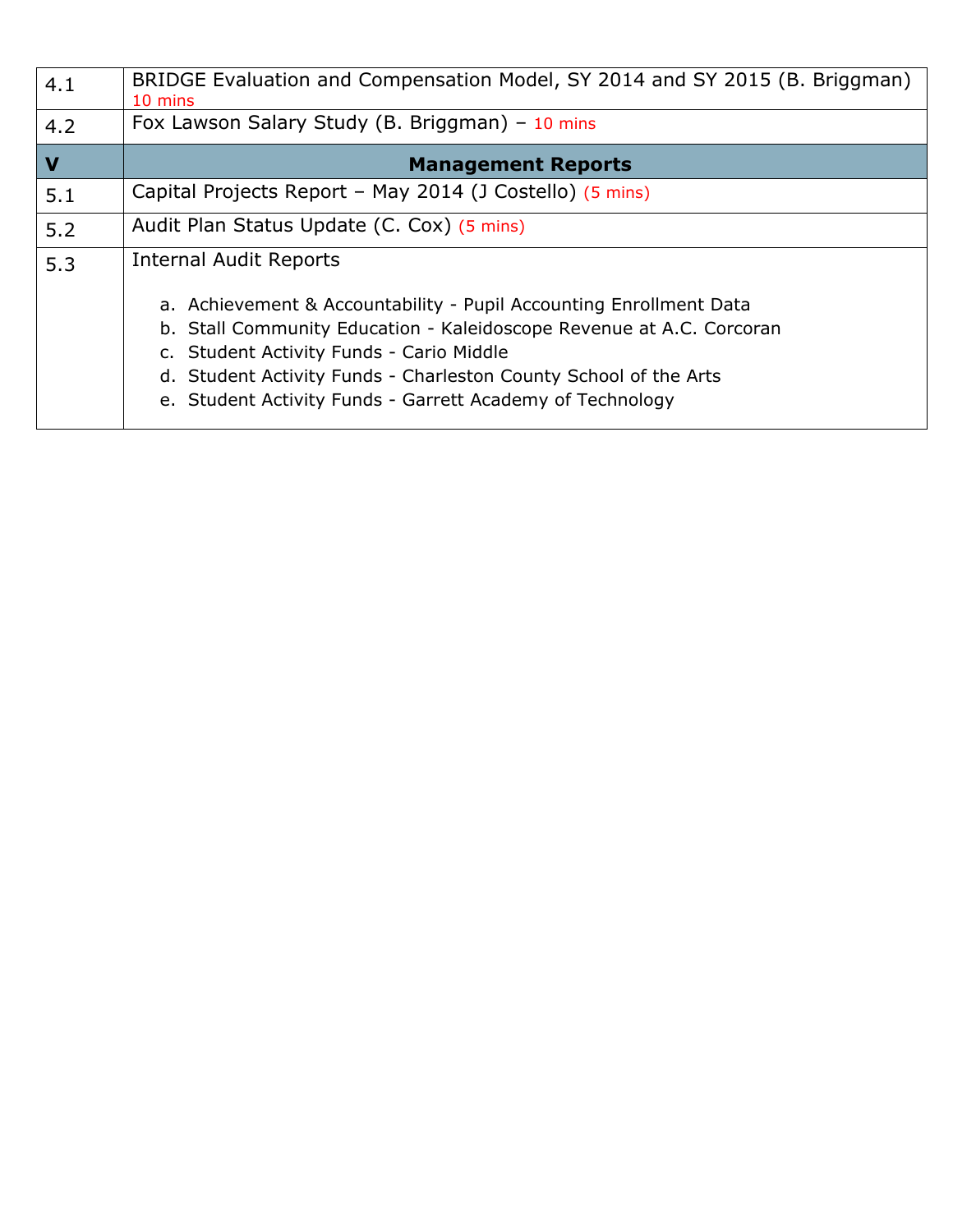| | |
|---|---|
| 4.1 | BRIDGE Evaluation and Compensation Model, SY 2014 and SY 2015 (B. Briggman) 10 mins |
| 4.2 | Fox Lawson Salary Study (B. Briggman) – 10 mins |
| **V** | **Management Reports** |
| 5.1 | Capital Projects Report – May 2014 (J Costello) (5 mins) |
| 5.2 | Audit Plan Status Update (C. Cox) (5 mins) |
| 5.3 | Internal Audit Reports<br><br>a. Achievement & Accountability - Pupil Accounting Enrollment Data<br>b. Stall Community Education - Kaleidoscope Revenue at A.C. Corcoran<br>c. Student Activity Funds - Cario Middle<br>d. Student Activity Funds - Charleston County School of the Arts<br>e. Student Activity Funds - Garrett Academy of Technology |